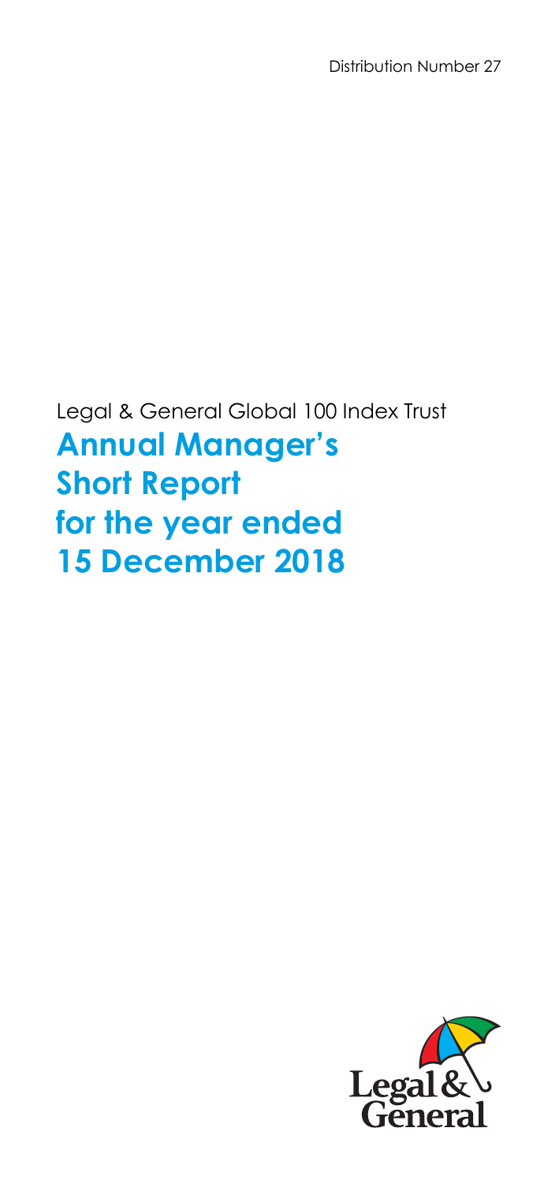Distribution Number 27

Legal & General Global 100 Index Trust

# Annual Manager's Short Report for the year ended 15 December 2018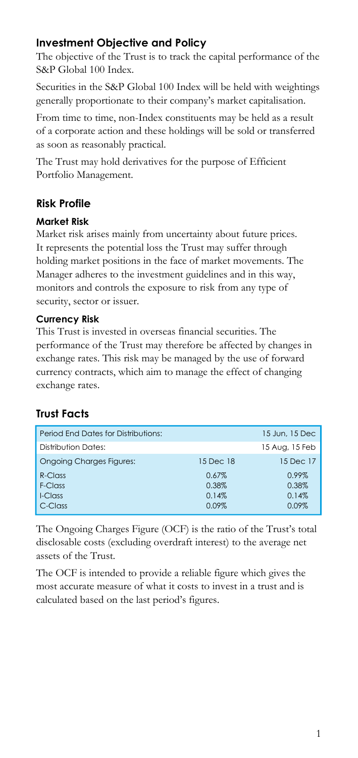## Investment Objective and Policy

The objective of the Trust is to track the capital performance of the S&P Global 100 Index.

Securities in the S&P Global 100 Index will be held with weightings generally proportionate to their company's market capitalisation.

From time to time, non-Index constituents may be held as a result of a corporate action and these holdings will be sold or transferred as soon as reasonably practical.

The Trust may hold derivatives for the purpose of Efficient Portfolio Management.

## Risk Profile

### Market Risk

Market risk arises mainly from uncertainty about future prices. It represents the potential loss the Trust may suffer through holding market positions in the face of market movements. The Manager adheres to the investment guidelines and in this way, monitors and controls the exposure to risk from any type of security, sector or issuer.

### Currency Risk

This Trust is invested in overseas financial securities. The performance of the Trust may therefore be affected by changes in exchange rates. This risk may be managed by the use of forward currency contracts, which aim to manage the effect of changing exchange rates.

## Trust Facts

| Period End Dates for Distributions: | | 15 Jun, 15 Dec |
|---|---|---|
| Distribution Dates: | | 15 Aug, 15 Feb |
| Ongoing Charges Figures: | 15 Dec 18 | 15 Dec 17 |
| R-Class | 0.67% | 0.99% |
| F-Class | 0.38% | 0.38% |
| I-Class | 0.14% | 0.14% |
| C-Class | 0.09% | 0.09% |

The Ongoing Charges Figure (OCF) is the ratio of the Trust's total disclosable costs (excluding overdraft interest) to the average net assets of the Trust.

The OCF is intended to provide a reliable figure which gives the most accurate measure of what it costs to invest in a trust and is calculated based on the last period's figures.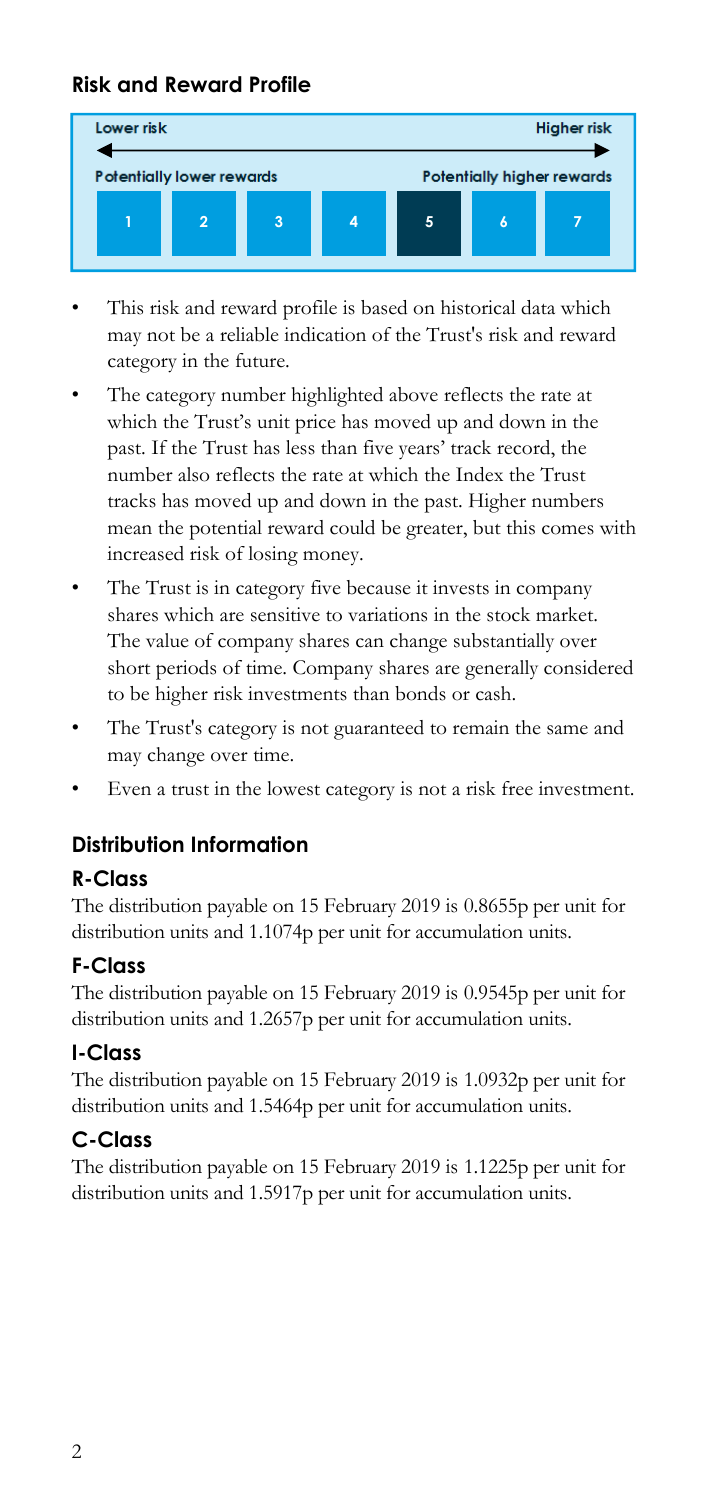## Risk and Reward Profile

| Lower risk | | | | | | Higher risk |
|---|---|---|---|---|---|---|
| Potentially lower rewards | | | | | | Potentially higher rewards |
| 1 | 2 | 3 | 4 | **5** | 6 | 7 |

- This risk and reward profile is based on historical data which may not be a reliable indication of the Trust's risk and reward category in the future.
- The category number highlighted above reflects the rate at which the Trust's unit price has moved up and down in the past. If the Trust has less than five years' track record, the number also reflects the rate at which the Index the Trust tracks has moved up and down in the past. Higher numbers mean the potential reward could be greater, but this comes with increased risk of losing money.
- The Trust is in category five because it invests in company shares which are sensitive to variations in the stock market. The value of company shares can change substantially over short periods of time. Company shares are generally considered to be higher risk investments than bonds or cash.
- The Trust's category is not guaranteed to remain the same and may change over time.
- Even a trust in the lowest category is not a risk free investment.

## Distribution Information

### R-Class

The distribution payable on 15 February 2019 is 0.8655p per unit for distribution units and 1.1074p per unit for accumulation units.

### F-Class

The distribution payable on 15 February 2019 is 0.9545p per unit for distribution units and 1.2657p per unit for accumulation units.

### I-Class

The distribution payable on 15 February 2019 is 1.0932p per unit for distribution units and 1.5464p per unit for accumulation units.

### C-Class

The distribution payable on 15 February 2019 is 1.1225p per unit for distribution units and 1.5917p per unit for accumulation units.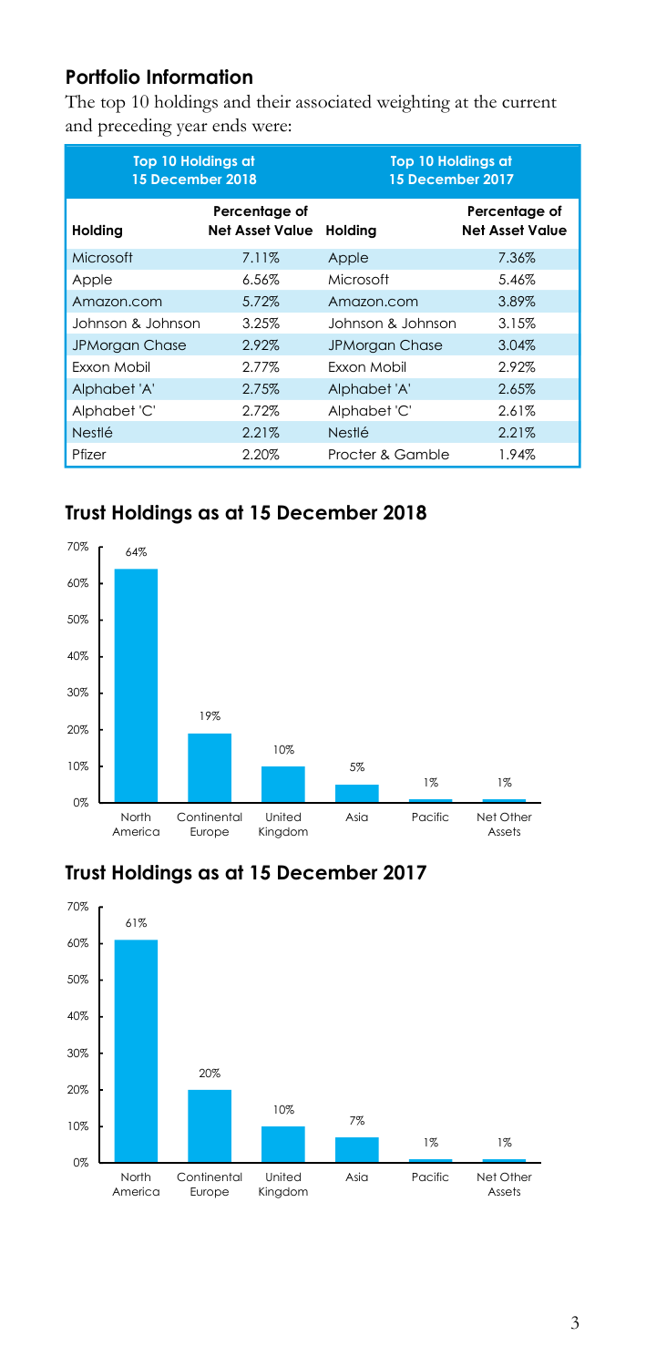## Portfolio Information

The top 10 holdings and their associated weighting at the current and preceding year ends were:

| Top 10 Holdings at 15 December 2018 | | Top 10 Holdings at 15 December 2017 | |
|---|---|---|---|
| **Holding** | **Percentage of Net Asset Value** | **Holding** | **Percentage of Net Asset Value** |
| Microsoft | 7.11% | Apple | 7.36% |
| Apple | 6.56% | Microsoft | 5.46% |
| Amazon.com | 5.72% | Amazon.com | 3.89% |
| Johnson & Johnson | 3.25% | Johnson & Johnson | 3.15% |
| JPMorgan Chase | 2.92% | JPMorgan Chase | 3.04% |
| Exxon Mobil | 2.77% | Exxon Mobil | 2.92% |
| Alphabet 'A' | 2.75% | Alphabet 'A' | 2.65% |
| Alphabet 'C' | 2.72% | Alphabet 'C' | 2.61% |
| Nestlé | 2.21% | Nestlé | 2.21% |
| Pfizer | 2.20% | Procter & Gamble | 1.94% |

## Trust Holdings as at 15 December 2018

| North America | Continental Europe | United Kingdom | Asia | Pacific | Net Other Assets |
|---|---|---|---|---|---|
| 64% | 19% | 10% | 5% | 1% | 1% |

## Trust Holdings as at 15 December 2017

| North America | Continental Europe | United Kingdom | Asia | Pacific | Net Other Assets |
|---|---|---|---|---|---|
| 61% | 20% | 10% | 7% | 1% | 1% |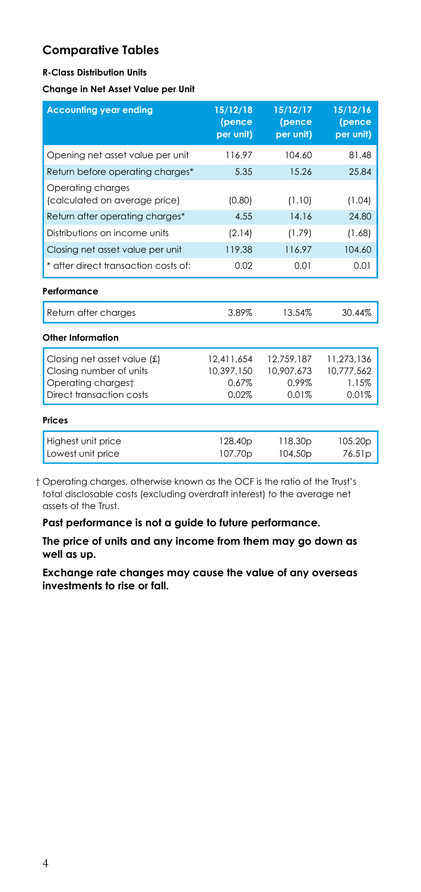## Comparative Tables

#### R-Class Distribution Units

#### Change in Net Asset Value per Unit

| Accounting year ending | 15/12/18 (pence per unit) | 15/12/17 (pence per unit) | 15/12/16 (pence per unit) |
|---|---|---|---|
| Opening net asset value per unit | 116.97 | 104.60 | 81.48 |
| Return before operating charges* | 5.35 | 15.26 | 25.84 |
| Operating charges (calculated on average price) | (0.80) | (1.10) | (1.04) |
| Return after operating charges* | 4.55 | 14.16 | 24.80 |
| Distributions on income units | (2.14) | (1.79) | (1.68) |
| Closing net asset value per unit | 119.38 | 116.97 | 104.60 |
| * after direct transaction costs of: | 0.02 | 0.01 | 0.01 |
| **Performance** | | | |
| Return after charges | 3.89% | 13.54% | 30.44% |
| **Other Information** | | | |
| Closing net asset value (£) | 12,411,654 | 12,759,187 | 11,273,136 |
| Closing number of units | 10,397,150 | 10,907,673 | 10,777,562 |
| Operating charges† | 0.67% | 0.99% | 1.15% |
| Direct transaction costs | 0.02% | 0.01% | 0.01% |
| **Prices** | | | |
| Highest unit price | 128.40p | 118.30p | 105.20p |
| Lowest unit price | 107.70p | 104.50p | 76.51p |

† Operating charges, otherwise known as the OCF is the ratio of the Trust's total disclosable costs (excluding overdraft interest) to the average net assets of the Trust.

**Past performance is not a guide to future performance.**

**The price of units and any income from them may go down as well as up.**

**Exchange rate changes may cause the value of any overseas investments to rise or fall.**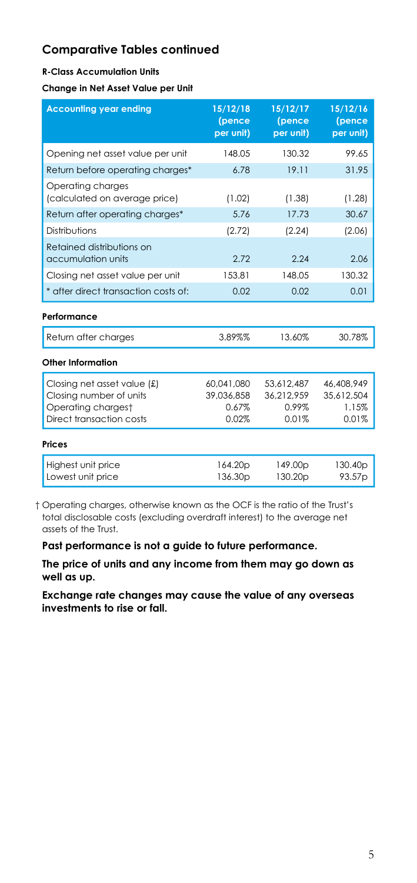## Comparative Tables continued

**R-Class Accumulation Units**

**Change in Net Asset Value per Unit**

| Accounting year ending | 15/12/18 (pence per unit) | 15/12/17 (pence per unit) | 15/12/16 (pence per unit) |
|---|---|---|---|
| Opening net asset value per unit | 148.05 | 130.32 | 99.65 |
| Return before operating charges* | 6.78 | 19.11 | 31.95 |
| Operating charges (calculated on average price) | (1.02) | (1.38) | (1.28) |
| Return after operating charges* | 5.76 | 17.73 | 30.67 |
| Distributions | (2.72) | (2.24) | (2.06) |
| Retained distributions on accumulation units | 2.72 | 2.24 | 2.06 |
| Closing net asset value per unit | 153.81 | 148.05 | 130.32 |
| * after direct transaction costs of: | 0.02 | 0.02 | 0.01 |

**Performance**

| | | | |
|---|---|---|---|
| Return after charges | 3.89%% | 13.60% | 30.78% |

**Other Information**

| | | | |
|---|---|---|---|
| Closing net asset value (£) | 60,041,080 | 53,612,487 | 46,408,949 |
| Closing number of units | 39,036,858 | 36,212,959 | 35,612,504 |
| Operating charges† | 0.67% | 0.99% | 1.15% |
| Direct transaction costs | 0.02% | 0.01% | 0.01% |

**Prices**

| | | | |
|---|---|---|---|
| Highest unit price | 164.20p | 149.00p | 130.40p |
| Lowest unit price | 136.30p | 130.20p | 93.57p |

† Operating charges, otherwise known as the OCF is the ratio of the Trust's total disclosable costs (excluding overdraft interest) to the average net assets of the Trust.

**Past performance is not a guide to future performance.**

**The price of units and any income from them may go down as well as up.**

**Exchange rate changes may cause the value of any overseas investments to rise or fall.**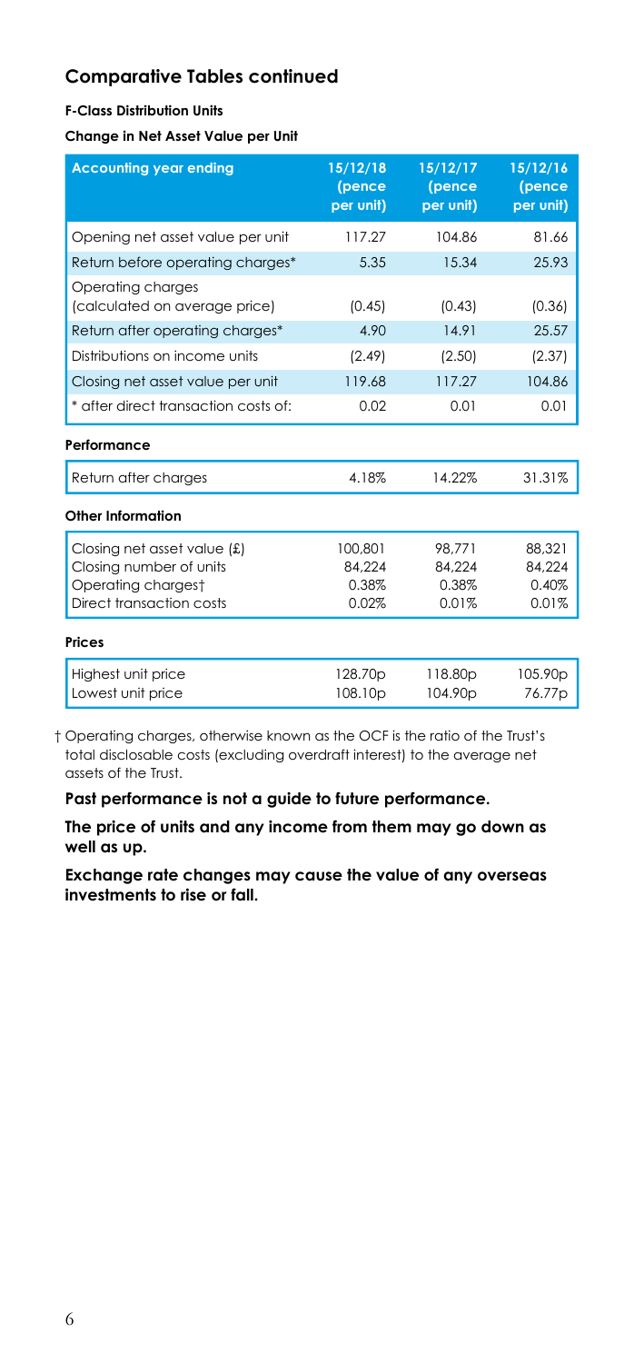## Comparative Tables continued

**F-Class Distribution Units**

**Change in Net Asset Value per Unit**

| Accounting year ending | 15/12/18 (pence per unit) | 15/12/17 (pence per unit) | 15/12/16 (pence per unit) |
|---|---|---|---|
| Opening net asset value per unit | 117.27 | 104.86 | 81.66 |
| Return before operating charges* | 5.35 | 15.34 | 25.93 |
| Operating charges (calculated on average price) | (0.45) | (0.43) | (0.36) |
| Return after operating charges* | 4.90 | 14.91 | 25.57 |
| Distributions on income units | (2.49) | (2.50) | (2.37) |
| Closing net asset value per unit | 119.68 | 117.27 | 104.86 |
| * after direct transaction costs of: | 0.02 | 0.01 | 0.01 |

**Performance**

| | | | |
|---|---|---|---|
| Return after charges | 4.18% | 14.22% | 31.31% |

**Other Information**

| | | | |
|---|---|---|---|
| Closing net asset value (£) | 100,801 | 98,771 | 88,321 |
| Closing number of units | 84,224 | 84,224 | 84,224 |
| Operating charges† | 0.38% | 0.38% | 0.40% |
| Direct transaction costs | 0.02% | 0.01% | 0.01% |

**Prices**

| | | | |
|---|---|---|---|
| Highest unit price | 128.70p | 118.80p | 105.90p |
| Lowest unit price | 108.10p | 104.90p | 76.77p |

† Operating charges, otherwise known as the OCF is the ratio of the Trust's total disclosable costs (excluding overdraft interest) to the average net assets of the Trust.

**Past performance is not a guide to future performance.**

**The price of units and any income from them may go down as well as up.**

**Exchange rate changes may cause the value of any overseas investments to rise or fall.**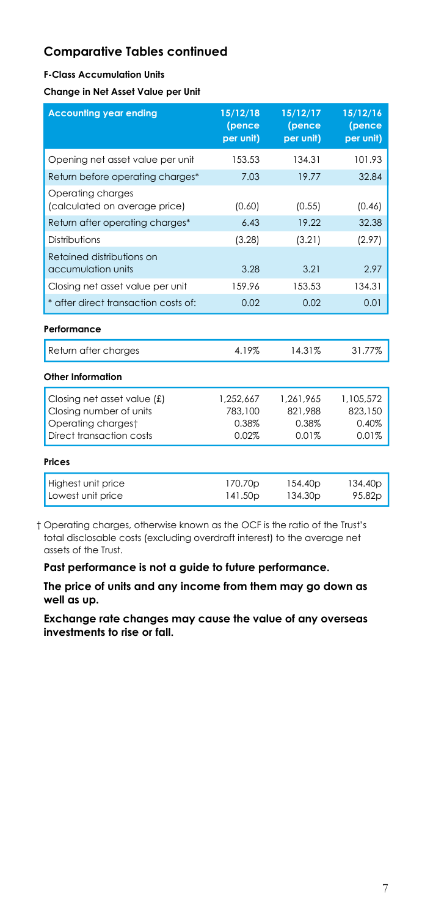## Comparative Tables continued

**F-Class Accumulation Units**

**Change in Net Asset Value per Unit**

| Accounting year ending | 15/12/18 (pence per unit) | 15/12/17 (pence per unit) | 15/12/16 (pence per unit) |
|---|---|---|---|
| Opening net asset value per unit | 153.53 | 134.31 | 101.93 |
| Return before operating charges* | 7.03 | 19.77 | 32.84 |
| Operating charges (calculated on average price) | (0.60) | (0.55) | (0.46) |
| Return after operating charges* | 6.43 | 19.22 | 32.38 |
| Distributions | (3.28) | (3.21) | (2.97) |
| Retained distributions on accumulation units | 3.28 | 3.21 | 2.97 |
| Closing net asset value per unit | 159.96 | 153.53 | 134.31 |
| * after direct transaction costs of: | 0.02 | 0.02 | 0.01 |
| **Performance** | | | |
| Return after charges | 4.19% | 14.31% | 31.77% |
| **Other Information** | | | |
| Closing net asset value (£) | 1,252,667 | 1,261,965 | 1,105,572 |
| Closing number of units | 783,100 | 821,988 | 823,150 |
| Operating charges† | 0.38% | 0.38% | 0.40% |
| Direct transaction costs | 0.02% | 0.01% | 0.01% |
| **Prices** | | | |
| Highest unit price | 170.70p | 154.40p | 134.40p |
| Lowest unit price | 141.50p | 134.30p | 95.82p |

† Operating charges, otherwise known as the OCF is the ratio of the Trust's total disclosable costs (excluding overdraft interest) to the average net assets of the Trust.

**Past performance is not a guide to future performance.**

**The price of units and any income from them may go down as well as up.**

**Exchange rate changes may cause the value of any overseas investments to rise or fall.**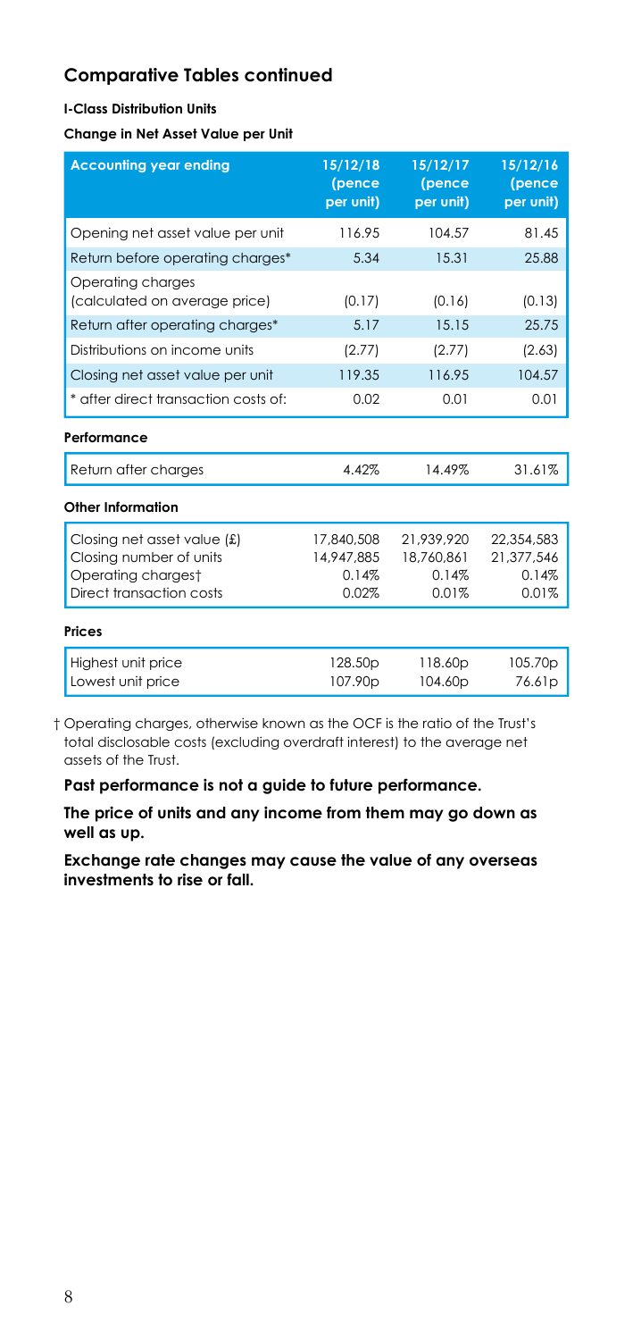## Comparative Tables continued

**I-Class Distribution Units**

**Change in Net Asset Value per Unit**

| Accounting year ending | 15/12/18 (pence per unit) | 15/12/17 (pence per unit) | 15/12/16 (pence per unit) |
|---|---|---|---|
| Opening net asset value per unit | 116.95 | 104.57 | 81.45 |
| Return before operating charges* | 5.34 | 15.31 | 25.88 |
| Operating charges (calculated on average price) | (0.17) | (0.16) | (0.13) |
| Return after operating charges* | 5.17 | 15.15 | 25.75 |
| Distributions on income units | (2.77) | (2.77) | (2.63) |
| Closing net asset value per unit | 119.35 | 116.95 | 104.57 |
| * after direct transaction costs of: | 0.02 | 0.01 | 0.01 |
| **Performance** | | | |
| Return after charges | 4.42% | 14.49% | 31.61% |
| **Other Information** | | | |
| Closing net asset value (£) | 17,840,508 | 21,939,920 | 22,354,583 |
| Closing number of units | 14,947,885 | 18,760,861 | 21,377,546 |
| Operating charges† | 0.14% | 0.14% | 0.14% |
| Direct transaction costs | 0.02% | 0.01% | 0.01% |
| **Prices** | | | |
| Highest unit price | 128.50p | 118.60p | 105.70p |
| Lowest unit price | 107.90p | 104.60p | 76.61p |

† Operating charges, otherwise known as the OCF is the ratio of the Trust's total disclosable costs (excluding overdraft interest) to the average net assets of the Trust.

**Past performance is not a guide to future performance.**

**The price of units and any income from them may go down as well as up.**

**Exchange rate changes may cause the value of any overseas investments to rise or fall.**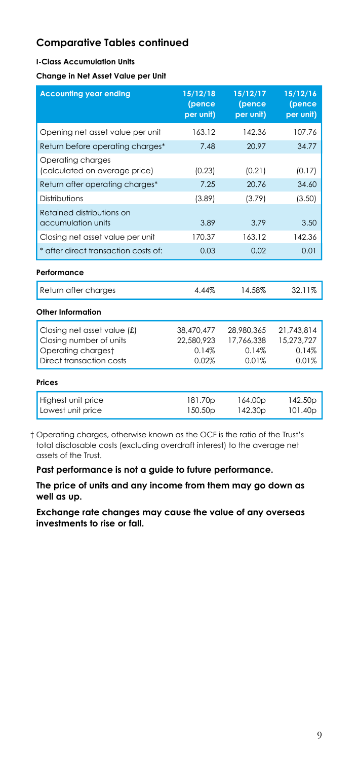## Comparative Tables continued

**I-Class Accumulation Units**

**Change in Net Asset Value per Unit**

| Accounting year ending | 15/12/18 (pence per unit) | 15/12/17 (pence per unit) | 15/12/16 (pence per unit) |
|---|---|---|---|
| Opening net asset value per unit | 163.12 | 142.36 | 107.76 |
| Return before operating charges* | 7.48 | 20.97 | 34.77 |
| Operating charges (calculated on average price) | (0.23) | (0.21) | (0.17) |
| Return after operating charges* | 7.25 | 20.76 | 34.60 |
| Distributions | (3.89) | (3.79) | (3.50) |
| Retained distributions on accumulation units | 3.89 | 3.79 | 3.50 |
| Closing net asset value per unit | 170.37 | 163.12 | 142.36 |
| * after direct transaction costs of: | 0.03 | 0.02 | 0.01 |

**Performance**

| | | | |
|---|---|---|---|
| Return after charges | 4.44% | 14.58% | 32.11% |

**Other Information**

| | | | |
|---|---|---|---|
| Closing net asset value (£) | 38,470,477 | 28,980,365 | 21,743,814 |
| Closing number of units | 22,580,923 | 17,766,338 | 15,273,727 |
| Operating charges† | 0.14% | 0.14% | 0.14% |
| Direct transaction costs | 0.02% | 0.01% | 0.01% |

**Prices**

| | | | |
|---|---|---|---|
| Highest unit price | 181.70p | 164.00p | 142.50p |
| Lowest unit price | 150.50p | 142.30p | 101.40p |

† Operating charges, otherwise known as the OCF is the ratio of the Trust's total disclosable costs (excluding overdraft interest) to the average net assets of the Trust.

**Past performance is not a guide to future performance.**

**The price of units and any income from them may go down as well as up.**

**Exchange rate changes may cause the value of any overseas investments to rise or fall.**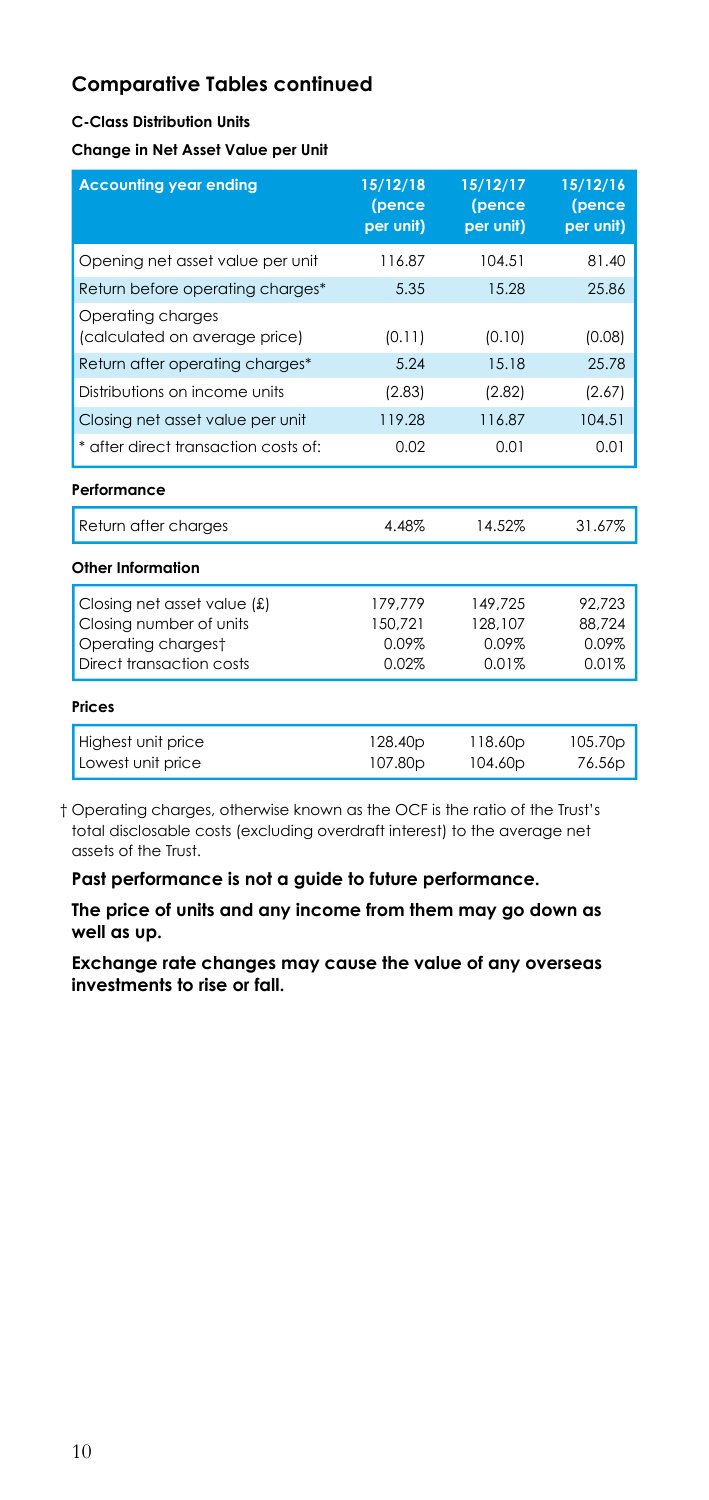## Comparative Tables continued

**C-Class Distribution Units**

**Change in Net Asset Value per Unit**

| Accounting year ending | 15/12/18 (pence per unit) | 15/12/17 (pence per unit) | 15/12/16 (pence per unit) |
|---|---|---|---|
| Opening net asset value per unit | 116.87 | 104.51 | 81.40 |
| Return before operating charges* | 5.35 | 15.28 | 25.86 |
| Operating charges (calculated on average price) | (0.11) | (0.10) | (0.08) |
| Return after operating charges* | 5.24 | 15.18 | 25.78 |
| Distributions on income units | (2.83) | (2.82) | (2.67) |
| Closing net asset value per unit | 119.28 | 116.87 | 104.51 |
| * after direct transaction costs of: | 0.02 | 0.01 | 0.01 |
| **Performance** | | | |
| Return after charges | 4.48% | 14.52% | 31.67% |
| **Other Information** | | | |
| Closing net asset value (£) | 179,779 | 149,725 | 92,723 |
| Closing number of units | 150,721 | 128,107 | 88,724 |
| Operating charges† | 0.09% | 0.09% | 0.09% |
| Direct transaction costs | 0.02% | 0.01% | 0.01% |
| **Prices** | | | |
| Highest unit price | 128.40p | 118.60p | 105.70p |
| Lowest unit price | 107.80p | 104.60p | 76.56p |

† Operating charges, otherwise known as the OCF is the ratio of the Trust's total disclosable costs (excluding overdraft interest) to the average net assets of the Trust.

**Past performance is not a guide to future performance.**

**The price of units and any income from them may go down as well as up.**

**Exchange rate changes may cause the value of any overseas investments to rise or fall.**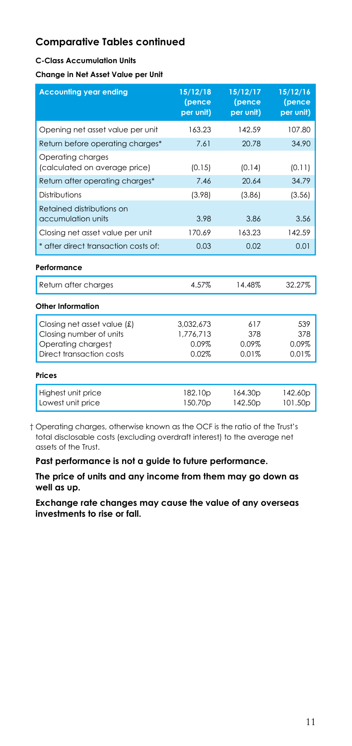## Comparative Tables continued

**C-Class Accumulation Units**

**Change in Net Asset Value per Unit**

| Accounting year ending | 15/12/18 (pence per unit) | 15/12/17 (pence per unit) | 15/12/16 (pence per unit) |
|---|---|---|---|
| Opening net asset value per unit | 163.23 | 142.59 | 107.80 |
| Return before operating charges* | 7.61 | 20.78 | 34.90 |
| Operating charges (calculated on average price) | (0.15) | (0.14) | (0.11) |
| Return after operating charges* | 7.46 | 20.64 | 34.79 |
| Distributions | (3.98) | (3.86) | (3.56) |
| Retained distributions on accumulation units | 3.98 | 3.86 | 3.56 |
| Closing net asset value per unit | 170.69 | 163.23 | 142.59 |
| * after direct transaction costs of: | 0.03 | 0.02 | 0.01 |

**Performance**

| | | | |
|---|---|---|---|
| Return after charges | 4.57% | 14.48% | 32.27% |

**Other Information**

| | | | |
|---|---|---|---|
| Closing net asset value (£) | 3,032,673 | 617 | 539 |
| Closing number of units | 1,776,713 | 378 | 378 |
| Operating charges† | 0.09% | 0.09% | 0.09% |
| Direct transaction costs | 0.02% | 0.01% | 0.01% |

**Prices**

| | | | |
|---|---|---|---|
| Highest unit price | 182.10p | 164.30p | 142.60p |
| Lowest unit price | 150.70p | 142.50p | 101.50p |

† Operating charges, otherwise known as the OCF is the ratio of the Trust's total disclosable costs (excluding overdraft interest) to the average net assets of the Trust.

**Past performance is not a guide to future performance.**

**The price of units and any income from them may go down as well as up.**

**Exchange rate changes may cause the value of any overseas investments to rise or fall.**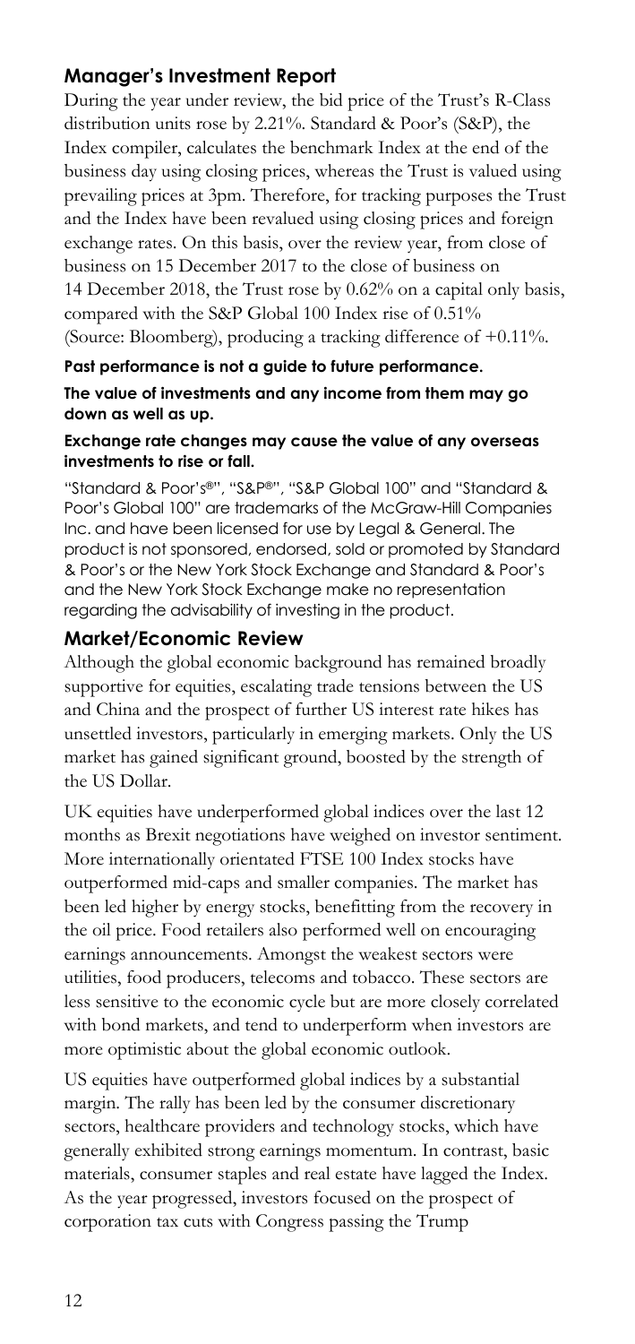## Manager's Investment Report

During the year under review, the bid price of the Trust's R-Class distribution units rose by 2.21%. Standard & Poor's (S&P), the Index compiler, calculates the benchmark Index at the end of the business day using closing prices, whereas the Trust is valued using prevailing prices at 3pm. Therefore, for tracking purposes the Trust and the Index have been revalued using closing prices and foreign exchange rates. On this basis, over the review year, from close of business on 15 December 2017 to the close of business on 14 December 2018, the Trust rose by 0.62% on a capital only basis, compared with the S&P Global 100 Index rise of 0.51% (Source: Bloomberg), producing a tracking difference of +0.11%.

**Past performance is not a guide to future performance.**

**The value of investments and any income from them may go down as well as up.**

**Exchange rate changes may cause the value of any overseas investments to rise or fall.**

"Standard & Poor's®", "S&P®", "S&P Global 100" and "Standard & Poor's Global 100" are trademarks of the McGraw-Hill Companies Inc. and have been licensed for use by Legal & General. The product is not sponsored, endorsed, sold or promoted by Standard & Poor's or the New York Stock Exchange and Standard & Poor's and the New York Stock Exchange make no representation regarding the advisability of investing in the product.

## Market/Economic Review

Although the global economic background has remained broadly supportive for equities, escalating trade tensions between the US and China and the prospect of further US interest rate hikes has unsettled investors, particularly in emerging markets. Only the US market has gained significant ground, boosted by the strength of the US Dollar.

UK equities have underperformed global indices over the last 12 months as Brexit negotiations have weighed on investor sentiment. More internationally orientated FTSE 100 Index stocks have outperformed mid-caps and smaller companies. The market has been led higher by energy stocks, benefitting from the recovery in the oil price. Food retailers also performed well on encouraging earnings announcements. Amongst the weakest sectors were utilities, food producers, telecoms and tobacco. These sectors are less sensitive to the economic cycle but are more closely correlated with bond markets, and tend to underperform when investors are more optimistic about the global economic outlook.

US equities have outperformed global indices by a substantial margin. The rally has been led by the consumer discretionary sectors, healthcare providers and technology stocks, which have generally exhibited strong earnings momentum. In contrast, basic materials, consumer staples and real estate have lagged the Index. As the year progressed, investors focused on the prospect of corporation tax cuts with Congress passing the Trump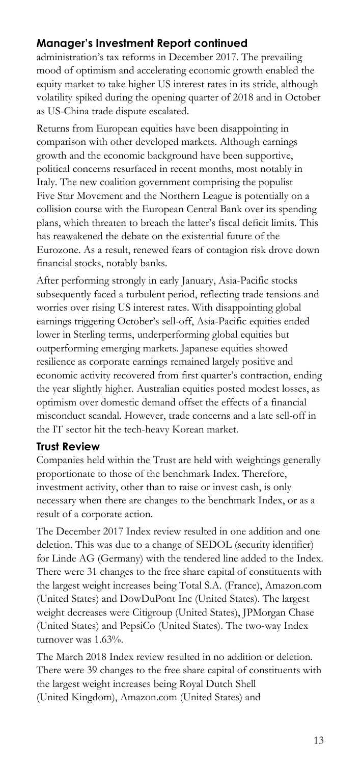## Manager's Investment Report continued

administration's tax reforms in December 2017. The prevailing mood of optimism and accelerating economic growth enabled the equity market to take higher US interest rates in its stride, although volatility spiked during the opening quarter of 2018 and in October as US-China trade dispute escalated.

Returns from European equities have been disappointing in comparison with other developed markets. Although earnings growth and the economic background have been supportive, political concerns resurfaced in recent months, most notably in Italy. The new coalition government comprising the populist Five Star Movement and the Northern League is potentially on a collision course with the European Central Bank over its spending plans, which threaten to breach the latter's fiscal deficit limits. This has reawakened the debate on the existential future of the Eurozone. As a result, renewed fears of contagion risk drove down financial stocks, notably banks.

After performing strongly in early January, Asia-Pacific stocks subsequently faced a turbulent period, reflecting trade tensions and worries over rising US interest rates. With disappointing global earnings triggering October's sell-off, Asia-Pacific equities ended lower in Sterling terms, underperforming global equities but outperforming emerging markets. Japanese equities showed resilience as corporate earnings remained largely positive and economic activity recovered from first quarter's contraction, ending the year slightly higher. Australian equities posted modest losses, as optimism over domestic demand offset the effects of a financial misconduct scandal. However, trade concerns and a late sell-off in the IT sector hit the tech-heavy Korean market.

### Trust Review

Companies held within the Trust are held with weightings generally proportionate to those of the benchmark Index. Therefore, investment activity, other than to raise or invest cash, is only necessary when there are changes to the benchmark Index, or as a result of a corporate action.

The December 2017 Index review resulted in one addition and one deletion. This was due to a change of SEDOL (security identifier) for Linde AG (Germany) with the tendered line added to the Index. There were 31 changes to the free share capital of constituents with the largest weight increases being Total S.A. (France), Amazon.com (United States) and DowDuPont Inc (United States). The largest weight decreases were Citigroup (United States), JPMorgan Chase (United States) and PepsiCo (United States). The two-way Index turnover was 1.63%.

The March 2018 Index review resulted in no addition or deletion. There were 39 changes to the free share capital of constituents with the largest weight increases being Royal Dutch Shell (United Kingdom), Amazon.com (United States) and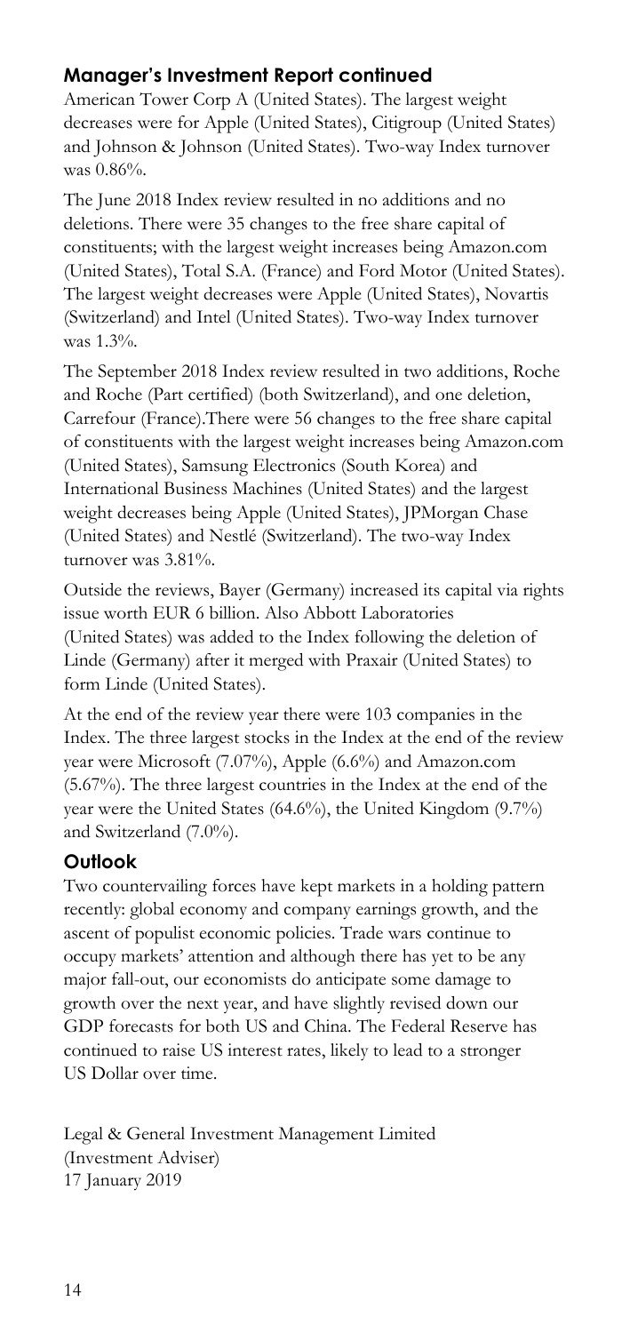## Manager's Investment Report continued

American Tower Corp A (United States). The largest weight decreases were for Apple (United States), Citigroup (United States) and Johnson & Johnson (United States). Two-way Index turnover was 0.86%.

The June 2018 Index review resulted in no additions and no deletions. There were 35 changes to the free share capital of constituents; with the largest weight increases being Amazon.com (United States), Total S.A. (France) and Ford Motor (United States). The largest weight decreases were Apple (United States), Novartis (Switzerland) and Intel (United States). Two-way Index turnover was 1.3%.

The September 2018 Index review resulted in two additions, Roche and Roche (Part certified) (both Switzerland), and one deletion, Carrefour (France).There were 56 changes to the free share capital of constituents with the largest weight increases being Amazon.com (United States), Samsung Electronics (South Korea) and International Business Machines (United States) and the largest weight decreases being Apple (United States), JPMorgan Chase (United States) and Nestlé (Switzerland). The two-way Index turnover was 3.81%.

Outside the reviews, Bayer (Germany) increased its capital via rights issue worth EUR 6 billion. Also Abbott Laboratories (United States) was added to the Index following the deletion of Linde (Germany) after it merged with Praxair (United States) to form Linde (United States).

At the end of the review year there were 103 companies in the Index. The three largest stocks in the Index at the end of the review year were Microsoft (7.07%), Apple (6.6%) and Amazon.com (5.67%). The three largest countries in the Index at the end of the year were the United States (64.6%), the United Kingdom (9.7%) and Switzerland (7.0%).

## Outlook

Two countervailing forces have kept markets in a holding pattern recently: global economy and company earnings growth, and the ascent of populist economic policies. Trade wars continue to occupy markets' attention and although there has yet to be any major fall-out, our economists do anticipate some damage to growth over the next year, and have slightly revised down our GDP forecasts for both US and China. The Federal Reserve has continued to raise US interest rates, likely to lead to a stronger US Dollar over time.

Legal & General Investment Management Limited
(Investment Adviser)
17 January 2019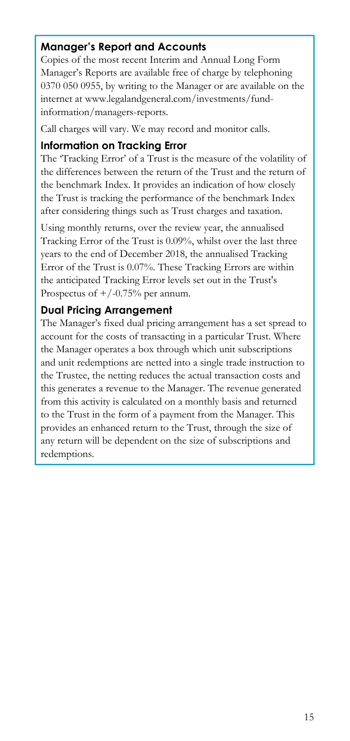## Manager's Report and Accounts

Copies of the most recent Interim and Annual Long Form Manager's Reports are available free of charge by telephoning 0370 050 0955, by writing to the Manager or are available on the internet at www.legalandgeneral.com/investments/fund-information/managers-reports.

Call charges will vary. We may record and monitor calls.

## Information on Tracking Error

The 'Tracking Error' of a Trust is the measure of the volatility of the differences between the return of the Trust and the return of the benchmark Index. It provides an indication of how closely the Trust is tracking the performance of the benchmark Index after considering things such as Trust charges and taxation.

Using monthly returns, over the review year, the annualised Tracking Error of the Trust is 0.09%, whilst over the last three years to the end of December 2018, the annualised Tracking Error of the Trust is 0.07%. These Tracking Errors are within the anticipated Tracking Error levels set out in the Trust's Prospectus of +/-0.75% per annum.

## Dual Pricing Arrangement

The Manager's fixed dual pricing arrangement has a set spread to account for the costs of transacting in a particular Trust. Where the Manager operates a box through which unit subscriptions and unit redemptions are netted into a single trade instruction to the Trustee, the netting reduces the actual transaction costs and this generates a revenue to the Manager. The revenue generated from this activity is calculated on a monthly basis and returned to the Trust in the form of a payment from the Manager. This provides an enhanced return to the Trust, through the size of any return will be dependent on the size of subscriptions and redemptions.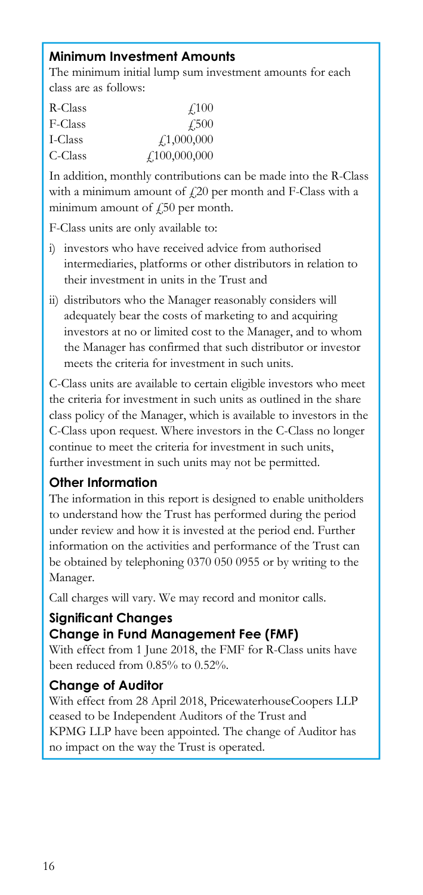## Minimum Investment Amounts

The minimum initial lump sum investment amounts for each class are as follows:

| | |
|---|---|
| R-Class | £100 |
| F-Class | £500 |
| I-Class | £1,000,000 |
| C-Class | £100,000,000 |

In addition, monthly contributions can be made into the R-Class with a minimum amount of £20 per month and F-Class with a minimum amount of £50 per month.

F-Class units are only available to:

i) investors who have received advice from authorised intermediaries, platforms or other distributors in relation to their investment in units in the Trust and

ii) distributors who the Manager reasonably considers will adequately bear the costs of marketing to and acquiring investors at no or limited cost to the Manager, and to whom the Manager has confirmed that such distributor or investor meets the criteria for investment in such units.

C-Class units are available to certain eligible investors who meet the criteria for investment in such units as outlined in the share class policy of the Manager, which is available to investors in the C-Class upon request. Where investors in the C-Class no longer continue to meet the criteria for investment in such units, further investment in such units may not be permitted.

## Other Information

The information in this report is designed to enable unitholders to understand how the Trust has performed during the period under review and how it is invested at the period end. Further information on the activities and performance of the Trust can be obtained by telephoning 0370 050 0955 or by writing to the Manager.

Call charges will vary. We may record and monitor calls.

## Significant Changes

### Change in Fund Management Fee (FMF)

With effect from 1 June 2018, the FMF for R-Class units have been reduced from 0.85% to 0.52%.

### Change of Auditor

With effect from 28 April 2018, PricewaterhouseCoopers LLP ceased to be Independent Auditors of the Trust and KPMG LLP have been appointed. The change of Auditor has no impact on the way the Trust is operated.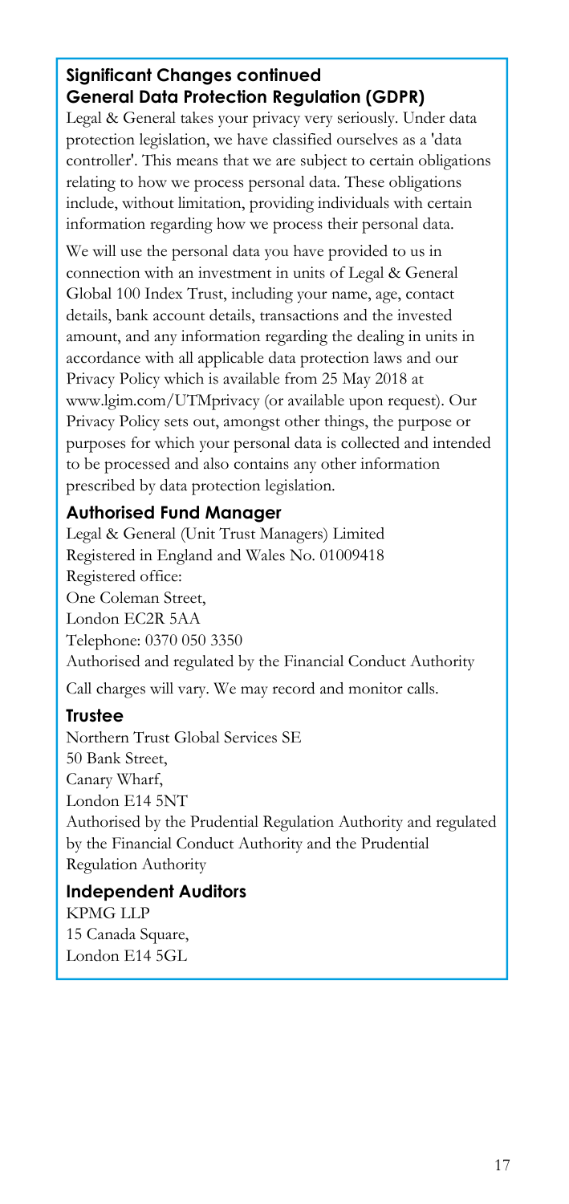## Significant Changes continued

### General Data Protection Regulation (GDPR)

Legal & General takes your privacy very seriously. Under data protection legislation, we have classified ourselves as a 'data controller'. This means that we are subject to certain obligations relating to how we process personal data. These obligations include, without limitation, providing individuals with certain information regarding how we process their personal data.

We will use the personal data you have provided to us in connection with an investment in units of Legal & General Global 100 Index Trust, including your name, age, contact details, bank account details, transactions and the invested amount, and any information regarding the dealing in units in accordance with all applicable data protection laws and our Privacy Policy which is available from 25 May 2018 at www.lgim.com/UTMprivacy (or available upon request). Our Privacy Policy sets out, amongst other things, the purpose or purposes for which your personal data is collected and intended to be processed and also contains any other information prescribed by data protection legislation.

### Authorised Fund Manager

Legal & General (Unit Trust Managers) Limited
Registered in England and Wales No. 01009418
Registered office:
One Coleman Street,
London EC2R 5AA
Telephone: 0370 050 3350
Authorised and regulated by the Financial Conduct Authority

Call charges will vary. We may record and monitor calls.

### Trustee

Northern Trust Global Services SE
50 Bank Street,
Canary Wharf,
London E14 5NT
Authorised by the Prudential Regulation Authority and regulated by the Financial Conduct Authority and the Prudential Regulation Authority

### Independent Auditors

KPMG LLP
15 Canada Square,
London E14 5GL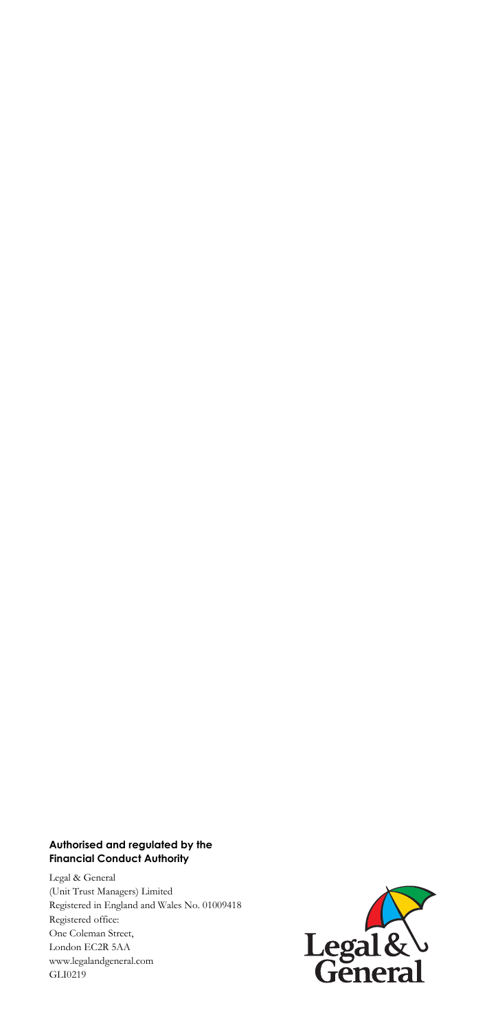**Authorised and regulated by the Financial Conduct Authority**

Legal & General
(Unit Trust Managers) Limited
Registered in England and Wales No. 01009418
Registered office:
One Coleman Street,
London EC2R 5AA
www.legalandgeneral.com
GLI0219